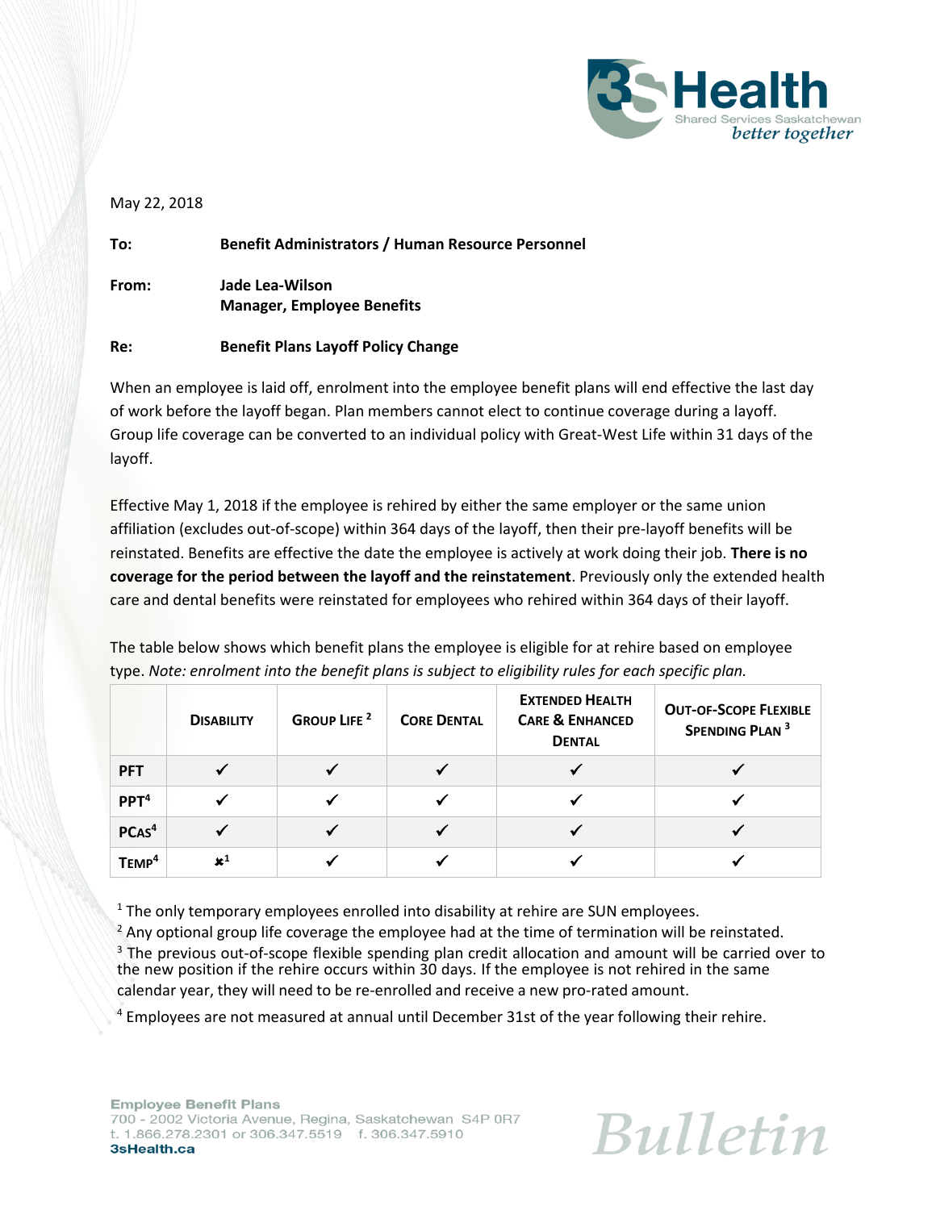May 22, 2018

**To:** **Benefit Administrators / Human Resource Personnel**

**From:** **Jade Lea-Wilson**
**Manager, Employee Benefits**

**Re:** **Benefit Plans Layoff Policy Change**

When an employee is laid off, enrolment into the employee benefit plans will end effective the last day of work before the layoff began. Plan members cannot elect to continue coverage during a layoff. Group life coverage can be converted to an individual policy with Great-West Life within 31 days of the layoff.

Effective May 1, 2018 if the employee is rehired by either the same employer or the same union affiliation (excludes out-of-scope) within 364 days of the layoff, then their pre-layoff benefits will be reinstated. Benefits are effective the date the employee is actively at work doing their job. **There is no coverage for the period between the layoff and the reinstatement**. Previously only the extended health care and dental benefits were reinstated for employees who rehired within 364 days of their layoff.

The table below shows which benefit plans the employee is eligible for at rehire based on employee type. *Note: enrolment into the benefit plans is subject to eligibility rules for each specific plan.*

| | Disability | Group Life [2] | Core Dental | Extended Health Care & Enhanced Dental | Out-of-Scope Flexible Spending Plan [3] |
|---|---|---|---|---|---|
| **PFT** | ✔ | ✔ | ✔ | ✔ | ✔ |
| **PPT[4]** | ✔ | ✔ | ✔ | ✔ | ✔ |
| **PCAS[4]** | ✔ | ✔ | ✔ | ✔ | ✔ |
| **Temp[4]** | ✖[1] | ✔ | ✔ | ✔ | ✔ |

[1] The only temporary employees enrolled into disability at rehire are SUN employees.

[2] Any optional group life coverage the employee had at the time of termination will be reinstated.

[3] The previous out-of-scope flexible spending plan credit allocation and amount will be carried over to the new position if the rehire occurs within 30 days. If the employee is not rehired in the same calendar year, they will need to be re-enrolled and receive a new pro-rated amount.

[4] Employees are not measured at annual until December 31st of the year following their rehire.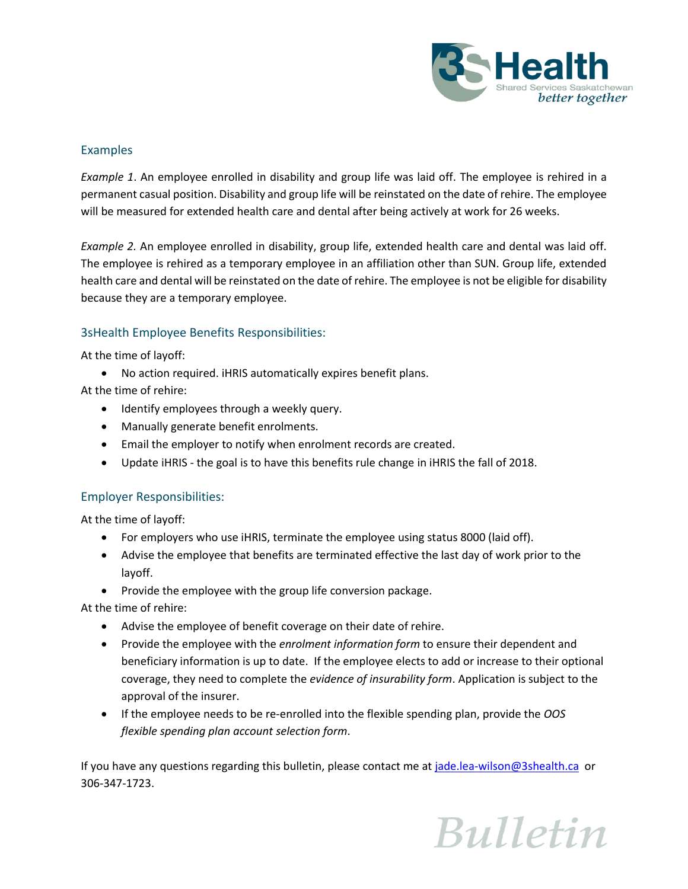## Examples

*Example 1*. An employee enrolled in disability and group life was laid off. The employee is rehired in a permanent casual position. Disability and group life will be reinstated on the date of rehire. The employee will be measured for extended health care and dental after being actively at work for 26 weeks.

*Example 2.* An employee enrolled in disability, group life, extended health care and dental was laid off. The employee is rehired as a temporary employee in an affiliation other than SUN. Group life, extended health care and dental will be reinstated on the date of rehire. The employee is not be eligible for disability because they are a temporary employee.

## 3sHealth Employee Benefits Responsibilities:

At the time of layoff:

- No action required. iHRIS automatically expires benefit plans.

At the time of rehire:

- Identify employees through a weekly query.
- Manually generate benefit enrolments.
- Email the employer to notify when enrolment records are created.
- Update iHRIS - the goal is to have this benefits rule change in iHRIS the fall of 2018.

## Employer Responsibilities:

At the time of layoff:

- For employers who use iHRIS, terminate the employee using status 8000 (laid off).
- Advise the employee that benefits are terminated effective the last day of work prior to the layoff.
- Provide the employee with the group life conversion package.

At the time of rehire:

- Advise the employee of benefit coverage on their date of rehire.
- Provide the employee with the *enrolment information form* to ensure their dependent and beneficiary information is up to date. If the employee elects to add or increase to their optional coverage, they need to complete the *evidence of insurability form*. Application is subject to the approval of the insurer.
- If the employee needs to be re-enrolled into the flexible spending plan, provide the *OOS flexible spending plan account selection form*.

If you have any questions regarding this bulletin, please contact me at jade.lea-wilson@3shealth.ca or 306-347-1723.